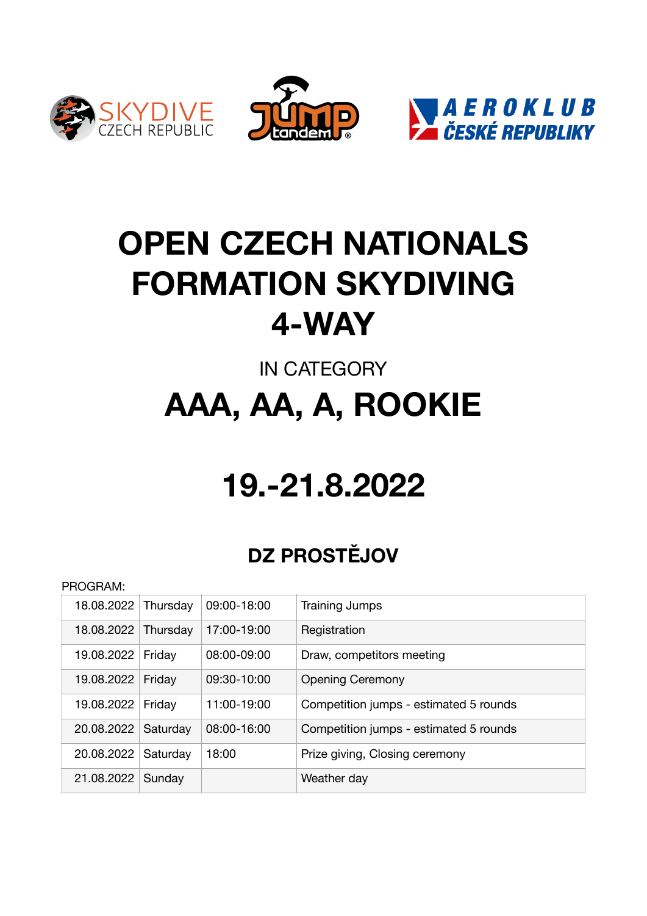# OPEN CZECH NATIONALS FORMATION SKYDIVING 4-WAY

IN CATEGORY

# AAA, AA, A, ROOKIE

# 19.-21.8.2022

## DZ PROSTĚJOV

PROGRAM:

| | | | |
|---|---|---|---|
| 18.08.2022 | Thursday | 09:00-18:00 | Training Jumps |
| 18.08.2022 | Thursday | 17:00-19:00 | Registration |
| 19.08.2022 | Friday | 08:00-09:00 | Draw, competitors meeting |
| 19.08.2022 | Friday | 09:30-10:00 | Opening Ceremony |
| 19.08.2022 | Friday | 11:00-19:00 | Competition jumps - estimated 5 rounds |
| 20.08.2022 | Saturday | 08:00-16:00 | Competition jumps - estimated 5 rounds |
| 20.08.2022 | Saturday | 18:00 | Prize giving, Closing ceremony |
| 21.08.2022 | Sunday | | Weather day |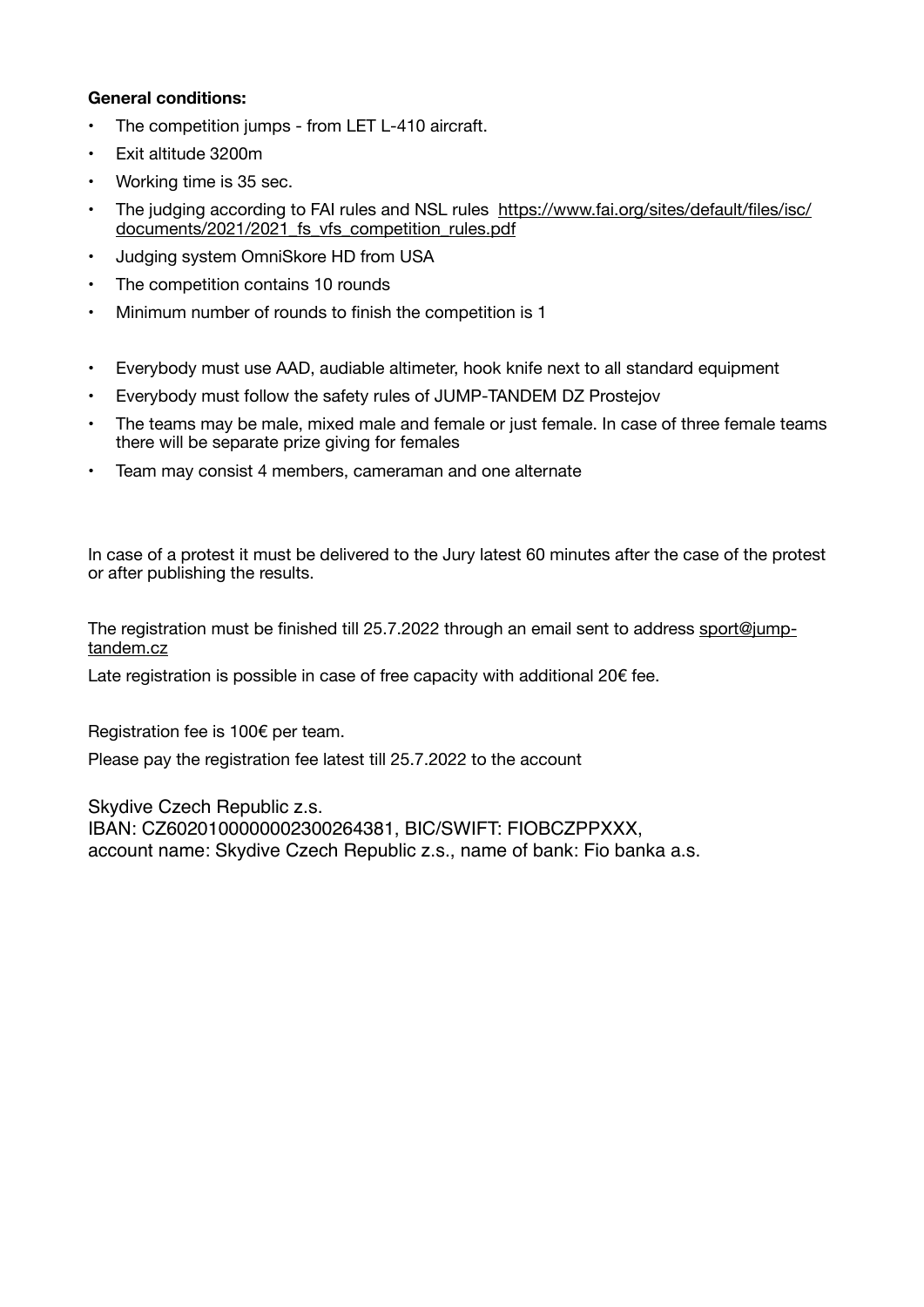**General conditions:**

- The competition jumps - from LET L-410 aircraft.
- Exit altitude 3200m
- Working time is 35 sec.
- The judging according to FAI rules and NSL rules https://www.fai.org/sites/default/files/isc/documents/2021/2021_fs_vfs_competition_rules.pdf
- Judging system OmniSkore HD from USA
- The competition contains 10 rounds
- Minimum number of rounds to finish the competition is 1

- Everybody must use AAD, audiable altimeter, hook knife next to all standard equipment
- Everybody must follow the safety rules of JUMP-TANDEM DZ Prostejov
- The teams may be male, mixed male and female or just female. In case of three female teams there will be separate prize giving for females
- Team may consist 4 members, cameraman and one alternate

In case of a protest it must be delivered to the Jury latest 60 minutes after the case of the protest or after publishing the results.

The registration must be finished till 25.7.2022 through an email sent to address sport@jump-tandem.cz

Late registration is possible in case of free capacity with additional 20€ fee.

Registration fee is 100€ per team.

Please pay the registration fee latest till 25.7.2022 to the account

Skydive Czech Republic z.s.
IBAN: CZ6020100000002300264381, BIC/SWIFT: FIOBCZPPXXX,
account name: Skydive Czech Republic z.s., name of bank: Fio banka a.s.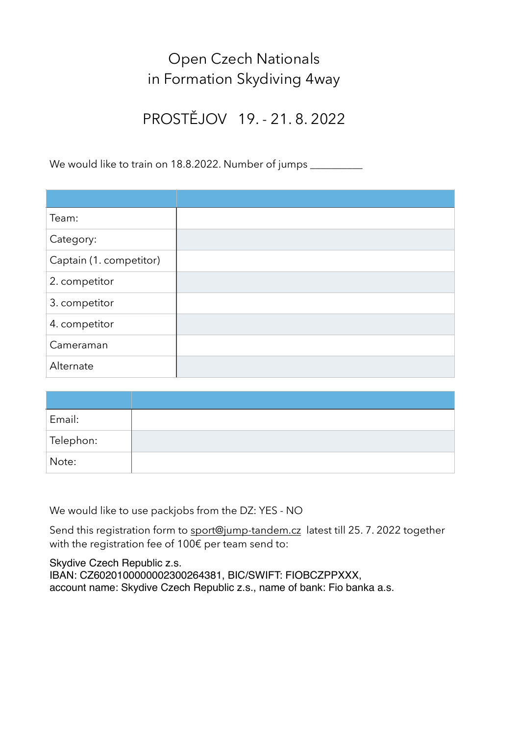# Open Czech Nationals in Formation Skydiving 4way

## PROSTĚJOV 19. - 21. 8. 2022

We would like to train on 18.8.2022. Number of jumps __________

| | |
|---|---|
| Team: | |
| Category: | |
| Captain (1. competitor) | |
| 2. competitor | |
| 3. competitor | |
| 4. competitor | |
| Cameraman | |
| Alternate | |

| | |
|---|---|
| Email: | |
| Telephon: | |
| Note: | |

We would like to use packjobs from the DZ: YES - NO

Send this registration form to sport@jump-tandem.cz latest till 25. 7. 2022 together with the registration fee of 100€ per team send to:

Skydive Czech Republic z.s.
IBAN: CZ6020100000002300264381, BIC/SWIFT: FIOBCZPPXXX,
account name: Skydive Czech Republic z.s., name of bank: Fio banka a.s.